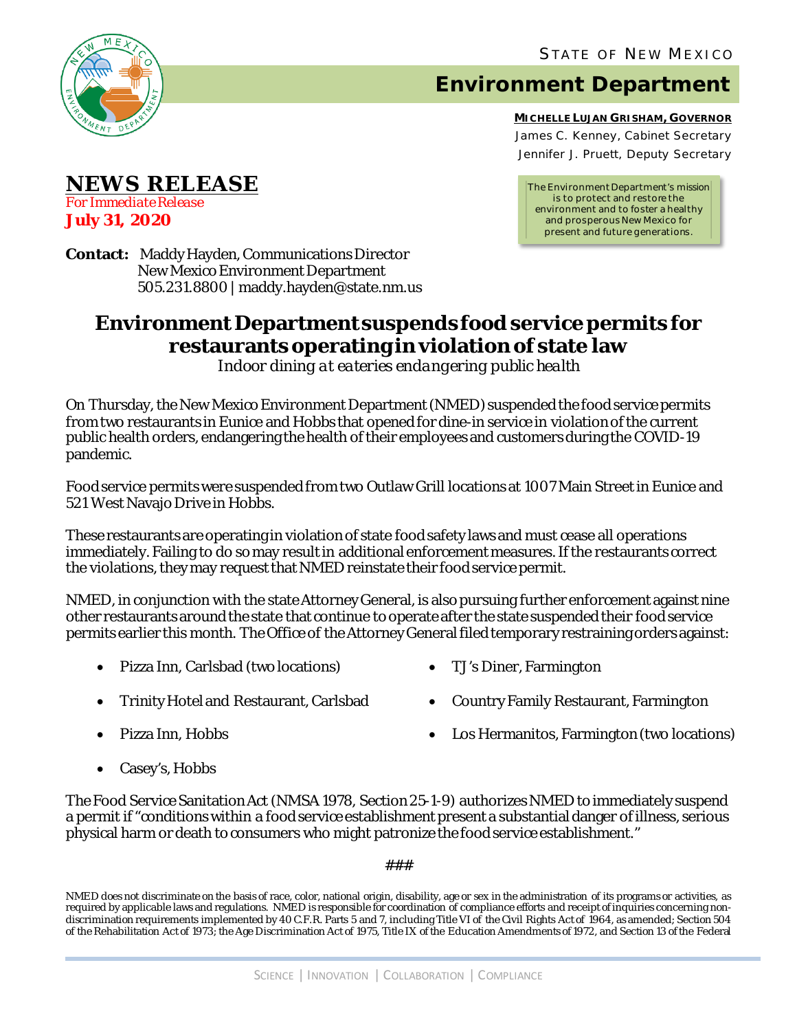STATE OF NEW MEXICO

# Environment Department

**MICHELLE LUJAN GRISHAM, GOVERNOR**

James C. Kenney, Cabinet Secretary

Jennifer J. Pruett, Deputy Secretary

The Environment Department's mission is to protect and restore the environment and to foster a healthy and prosperous New Mexico for present and future generations.

## NEWS RELEASE

*For Immediate Release*

**July 31, 2020**

**Contact:** Maddy Hayden, Communications Director
New Mexico Environment Department
505.231.8800 | maddy.hayden@state.nm.us

# Environment Department suspends food service permits for restaurants operating in violation of state law

*Indoor dining at eateries endangering public health*

On Thursday, the New Mexico Environment Department (NMED) suspended the food service permits from two restaurants in Eunice and Hobbs that opened for dine-in service in violation of the current public health orders, endangering the health of their employees and customers during the COVID-19 pandemic.

Food service permits were suspended from two Outlaw Grill locations at 1007 Main Street in Eunice and 521 West Navajo Drive in Hobbs.

These restaurants are operating in violation of state food safety laws and must cease all operations immediately. Failing to do so may result in additional enforcement measures. If the restaurants correct the violations, they may request that NMED reinstate their food service permit.

NMED, in conjunction with the state Attorney General, is also pursuing further enforcement against nine other restaurants around the state that continue to operate after the state suspended their food service permits earlier this month. The Office of the Attorney General filed temporary restraining orders against:

- Pizza Inn, Carlsbad (two locations)
- Trinity Hotel and Restaurant, Carlsbad
- Pizza Inn, Hobbs
- Casey's, Hobbs
- TJ's Diner, Farmington
- Country Family Restaurant, Farmington
- Los Hermanitos, Farmington (two locations)

The Food Service Sanitation Act (NMSA 1978, Section 25-1-9) authorizes NMED to immediately suspend a permit if "conditions within a food service establishment present a substantial danger of illness, serious physical harm or death to consumers who might patronize the food service establishment."

###

NMED does not discriminate on the basis of race, color, national origin, disability, age or sex in the administration of its programs or activities, as required by applicable laws and regulations. NMED is responsible for coordination of compliance efforts and receipt of inquiries concerning non-discrimination requirements implemented by 40 C.F.R. Parts 5 and 7, including Title VI of the Civil Rights Act of 1964, as amended; Section 504 of the Rehabilitation Act of 1973; the Age Discrimination Act of 1975, Title IX of the Education Amendments of 1972, and Section 13 of the Federal

SCIENCE | INNOVATION | COLLABORATION | COMPLIANCE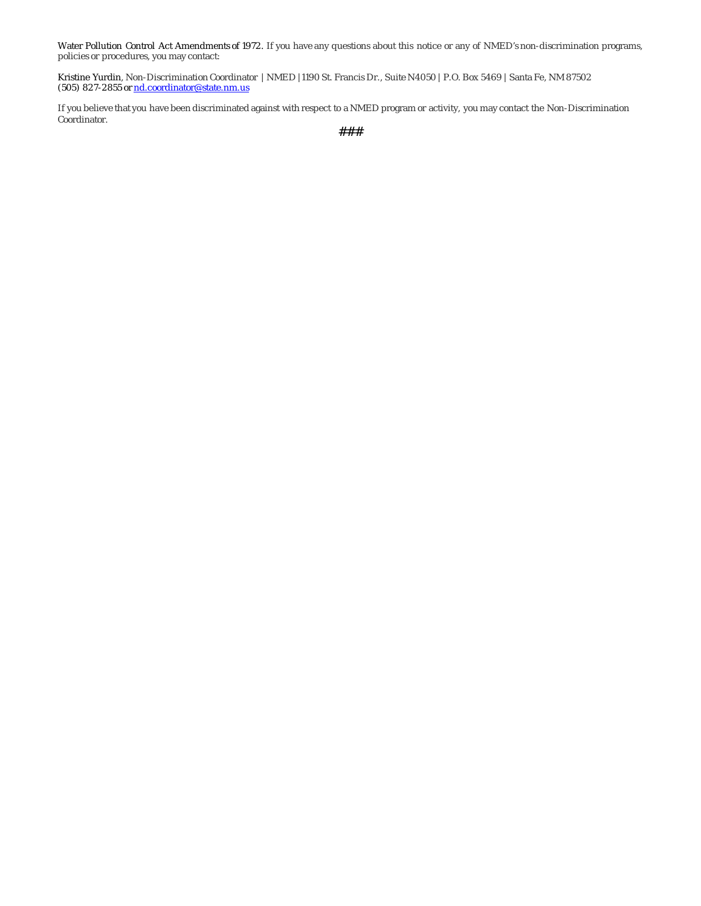Water Pollution Control Act Amendments of 1972. If you have any questions about this notice or any of NMED's non-discrimination programs, policies or procedures, you may contact:

Kristine Yurdin, Non-Discrimination Coordinator | NMED | 1190 St. Francis Dr., Suite N4050 | P.O. Box 5469 | Santa Fe, NM 87502
(505) 827-2855 or nd.coordinator@state.nm.us

If you believe that you have been discriminated against with respect to a NMED program or activity, you may contact the Non-Discrimination Coordinator.

###